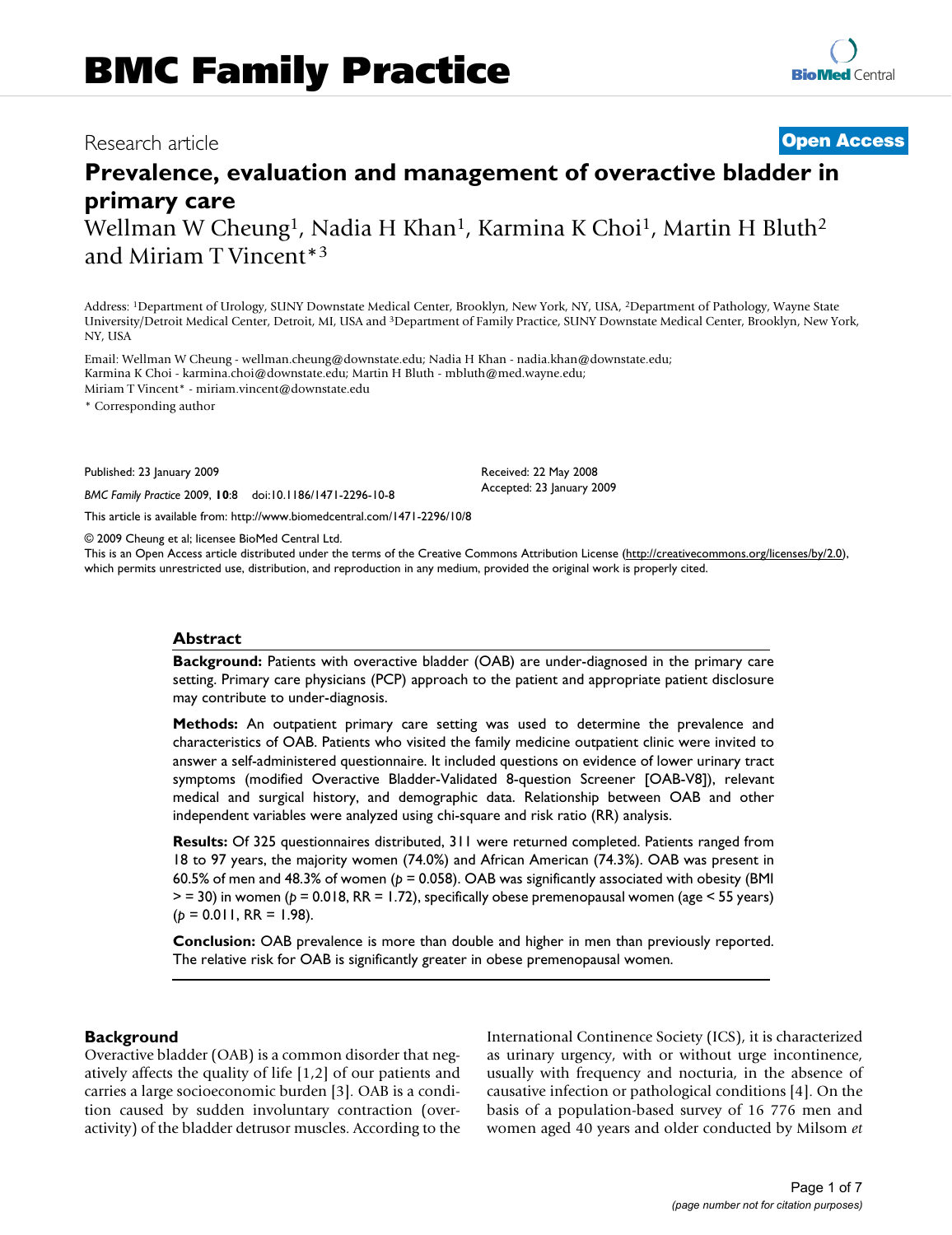# BMC Family Practice

Research article **Open Access**

# Prevalence, evaluation and management of overactive bladder in primary care

Wellman W Cheung[1], Nadia H Khan[1], Karmina K Choi[1], Martin H Bluth[2] and Miriam T Vincent*[3]

Address: [1]Department of Urology, SUNY Downstate Medical Center, Brooklyn, New York, NY, USA, [2]Department of Pathology, Wayne State University/Detroit Medical Center, Detroit, MI, USA and [3]Department of Family Practice, SUNY Downstate Medical Center, Brooklyn, New York, NY, USA

Email: Wellman W Cheung - wellman.cheung@downstate.edu; Nadia H Khan - nadia.khan@downstate.edu; Karmina K Choi - karmina.choi@downstate.edu; Martin H Bluth - mbluth@med.wayne.edu; Miriam T Vincent* - miriam.vincent@downstate.edu

* Corresponding author

Published: 23 January 2009

Received: 22 May 2008

Accepted: 23 January 2009

*BMC Family Practice* 2009, **10**:8 doi:10.1186/1471-2296-10-8

This article is available from: http://www.biomedcentral.com/1471-2296/10/8

© 2009 Cheung et al; licensee BioMed Central Ltd.

This is an Open Access article distributed under the terms of the Creative Commons Attribution License (http://creativecommons.org/licenses/by/2.0), which permits unrestricted use, distribution, and reproduction in any medium, provided the original work is properly cited.

## Abstract

**Background:** Patients with overactive bladder (OAB) are under-diagnosed in the primary care setting. Primary care physicians (PCP) approach to the patient and appropriate patient disclosure may contribute to under-diagnosis.

**Methods:** An outpatient primary care setting was used to determine the prevalence and characteristics of OAB. Patients who visited the family medicine outpatient clinic were invited to answer a self-administered questionnaire. It included questions on evidence of lower urinary tract symptoms (modified Overactive Bladder-Validated 8-question Screener [OAB-V8]), relevant medical and surgical history, and demographic data. Relationship between OAB and other independent variables were analyzed using chi-square and risk ratio (RR) analysis.

**Results:** Of 325 questionnaires distributed, 311 were returned completed. Patients ranged from 18 to 97 years, the majority women (74.0%) and African American (74.3%). OAB was present in 60.5% of men and 48.3% of women ($p = 0.058$). OAB was significantly associated with obesity (BMI > = 30) in women ($p = 0.018$, RR = 1.72), specifically obese premenopausal women (age < 55 years) ($p = 0.011$, RR = 1.98).

**Conclusion:** OAB prevalence is more than double and higher in men than previously reported. The relative risk for OAB is significantly greater in obese premenopausal women.

## Background

Overactive bladder (OAB) is a common disorder that negatively affects the quality of life [1,2] of our patients and carries a large socioeconomic burden [3]. OAB is a condition caused by sudden involuntary contraction (overactivity) of the bladder detrusor muscles. According to the International Continence Society (ICS), it is characterized as urinary urgency, with or without urge incontinence, usually with frequency and nocturia, in the absence of causative infection or pathological conditions [4]. On the basis of a population-based survey of 16 776 men and women aged 40 years and older conducted by Milsom *et*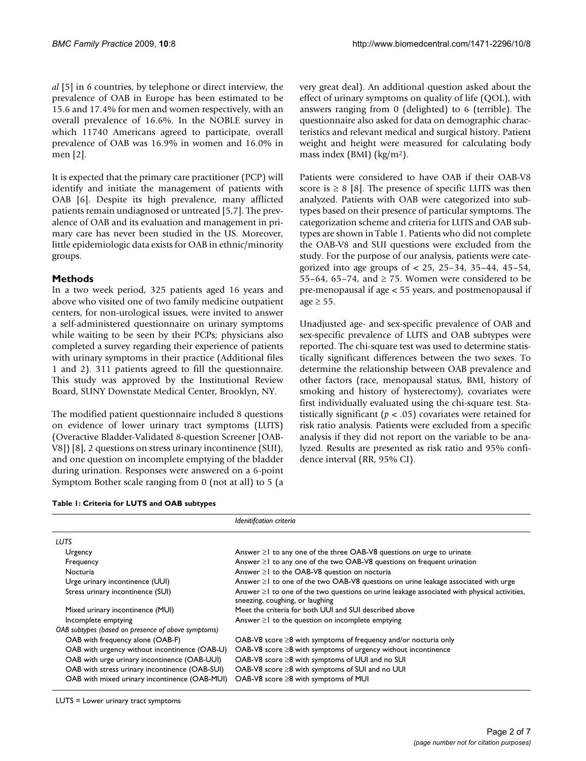*al* [5] in 6 countries, by telephone or direct interview, the prevalence of OAB in Europe has been estimated to be 15.6 and 17.4% for men and women respectively, with an overall prevalence of 16.6%. In the NOBLE survey in which 11740 Americans agreed to participate, overall prevalence of OAB was 16.9% in women and 16.0% in men [2].

It is expected that the primary care practitioner (PCP) will identify and initiate the management of patients with OAB [6]. Despite its high prevalence, many afflicted patients remain undiagnosed or untreated [5,7]. The prevalence of OAB and its evaluation and management in primary care has never been studied in the US. Moreover, little epidemiologic data exists for OAB in ethnic/minority groups.

## Methods

In a two week period, 325 patients aged 16 years and above who visited one of two family medicine outpatient centers, for non-urological issues, were invited to answer a self-administered questionnaire on urinary symptoms while waiting to be seen by their PCPs; physicians also completed a survey regarding their experience of patients with urinary symptoms in their practice (Additional files 1 and 2). 311 patients agreed to fill the questionnaire. This study was approved by the Institutional Review Board, SUNY Downstate Medical Center, Brooklyn, NY.

The modified patient questionnaire included 8 questions on evidence of lower urinary tract symptoms (LUTS) (Overactive Bladder-Validated 8-question Screener [OAB-V8]) [8], 2 questions on stress urinary incontinence (SUI), and one question on incomplete emptying of the bladder during urination. Responses were answered on a 6-point Symptom Bother scale ranging from 0 (not at all) to 5 (a very great deal). An additional question asked about the effect of urinary symptoms on quality of life (QOL), with answers ranging from 0 (delighted) to 6 (terrible). The questionnaire also asked for data on demographic characteristics and relevant medical and surgical history. Patient weight and height were measured for calculating body mass index (BMI) (kg/m$^2$).

Patients were considered to have OAB if their OAB-V8 score is ≥ 8 [8]. The presence of specific LUTS was then analyzed. Patients with OAB were categorized into subtypes based on their presence of particular symptoms. The categorization scheme and criteria for LUTS and OAB subtypes are shown in Table 1. Patients who did not complete the OAB-V8 and SUI questions were excluded from the study. For the purpose of our analysis, patients were categorized into age groups of < 25, 25–34, 35–44, 45–54, 55–64, 65–74, and ≥ 75. Women were considered to be pre-menopausal if age < 55 years, and postmenopausal if age ≥ 55.

Unadjusted age- and sex-specific prevalence of OAB and sex-specific prevalence of LUTS and OAB subtypes were reported. The chi-square test was used to determine statistically significant differences between the two sexes. To determine the relationship between OAB prevalence and other factors (race, menopausal status, BMI, history of smoking and history of hysterectomy), covariates were first individually evaluated using the chi-square test. Statistically significant ($p < .05$) covariates were retained for risk ratio analysis. Patients were excluded from a specific analysis if they did not report on the variable to be analyzed. Results are presented as risk ratio and 95% confidence interval (RR, 95% CI).

**Table 1: Criteria for LUTS and OAB subtypes**

| | *Idenitifcation criteria* |
|---|---|
| *LUTS* | |
| Urgency | Answer ≥1 to any one of the three OAB-V8 questions on urge to urinate |
| Frequency | Answer ≥1 to any one of the two OAB-V8 questions on frequent urination |
| Nocturia | Answer ≥1 to the OAB-V8 question on nocturia |
| Urge urinary incontinence (UUI) | Answer ≥1 to one of the two OAB-V8 questions on urine leakage associated with urge |
| Stress urinary incontinence (SUI) | Answer ≥1 to one of the two questions on urine leakage associated with physical activities, sneezing, coughing, or laughing |
| Mixed urinary incontinence (MUI) | Meet the criteria for both UUI and SUI described above |
| Incomplete emptying | Answer ≥1 to the question on incomplete emptying |
| *OAB subtypes (based on presence of above symptoms)* | |
| OAB with frequency alone (OAB-F) | OAB-V8 score ≥8 with symptoms of frequency and/or nocturia only |
| OAB with urgency without incontinence (OAB-U) | OAB-V8 score ≥8 with symptoms of urgency without incontinence |
| OAB with urge urinary incontinence (OAB-UUI) | OAB-V8 score ≥8 with symptoms of UUI and no SUI |
| OAB with stress urinary incontinence (OAB-SUI) | OAB-V8 score ≥8 with symptoms of SUI and no UUI |
| OAB with mixed urinary incontinence (OAB-MUI) | OAB-V8 score ≥8 with symptoms of MUI |

LUTS = Lower urinary tract symptoms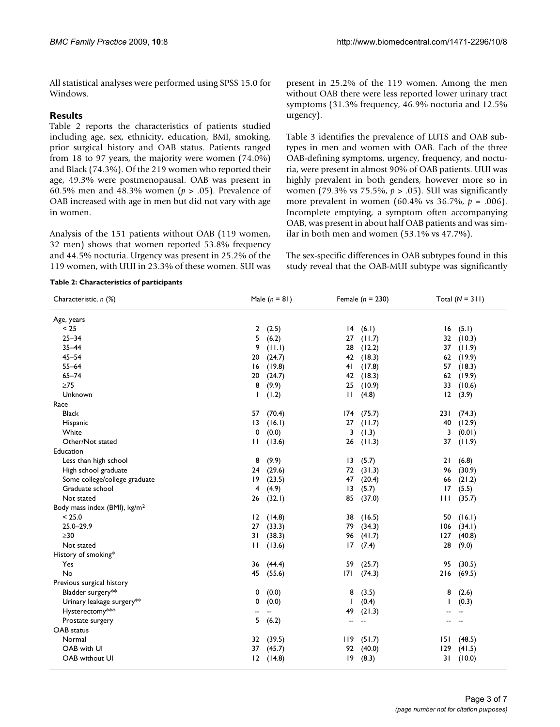All statistical analyses were performed using SPSS 15.0 for Windows.

## Results

Table 2 reports the characteristics of patients studied including age, sex, ethnicity, education, BMI, smoking, prior surgical history and OAB status. Patients ranged from 18 to 97 years, the majority were women (74.0%) and Black (74.3%). Of the 219 women who reported their age, 49.3% were postmenopausal. OAB was present in 60.5% men and 48.3% women ($p > .05$). Prevalence of OAB increased with age in men but did not vary with age in women.

Analysis of the 151 patients without OAB (119 women, 32 men) shows that women reported 53.8% frequency and 44.5% nocturia. Urgency was present in 25.2% of the 119 women, with UUI in 23.3% of these women. SUI was present in 25.2% of the 119 women. Among the men without OAB there were less reported lower urinary tract symptoms (31.3% frequency, 46.9% nocturia and 12.5% urgency).

Table 3 identifies the prevalence of LUTS and OAB subtypes in men and women with OAB. Each of the three OAB-defining symptoms, urgency, frequency, and nocturia, were present in almost 90% of OAB patients. UUI was highly prevalent in both genders, however more so in women (79.3% vs 75.5%, $p > .05$). SUI was significantly more prevalent in women (60.4% vs 36.7%, $p = .006$). Incomplete emptying, a symptom often accompanying OAB, was present in about half OAB patients and was similar in both men and women (53.1% vs 47.7%).

The sex-specific differences in OAB subtypes found in this study reveal that the OAB-MUI subtype was significantly

**Table 2: Characteristics of participants**

| Characteristic, *n* (%) | Male (*n* = 81) | Female (*n* = 230) | Total (*N* = 311) |
|---|---|---|---|
| Age, years | | | |
| < 25 | 2 (2.5) | 14 (6.1) | 16 (5.1) |
| 25–34 | 5 (6.2) | 27 (11.7) | 32 (10.3) |
| 35–44 | 9 (11.1) | 28 (12.2) | 37 (11.9) |
| 45–54 | 20 (24.7) | 42 (18.3) | 62 (19.9) |
| 55–64 | 16 (19.8) | 41 (17.8) | 57 (18.3) |
| 65–74 | 20 (24.7) | 42 (18.3) | 62 (19.9) |
| ≥75 | 8 (9.9) | 25 (10.9) | 33 (10.6) |
| Unknown | 1 (1.2) | 11 (4.8) | 12 (3.9) |
| Race | | | |
| Black | 57 (70.4) | 174 (75.7) | 231 (74.3) |
| Hispanic | 13 (16.1) | 27 (11.7) | 40 (12.9) |
| White | 0 (0.0) | 3 (1.3) | 3 (0.01) |
| Other/Not stated | 11 (13.6) | 26 (11.3) | 37 (11.9) |
| Education | | | |
| Less than high school | 8 (9.9) | 13 (5.7) | 21 (6.8) |
| High school graduate | 24 (29.6) | 72 (31.3) | 96 (30.9) |
| Some college/college graduate | 19 (23.5) | 47 (20.4) | 66 (21.2) |
| Graduate school | 4 (4.9) | 13 (5.7) | 17 (5.5) |
| Not stated | 26 (32.1) | 85 (37.0) | 111 (35.7) |
| Body mass index (BMI), kg/m$^2$ | | | |
| < 25.0 | 12 (14.8) | 38 (16.5) | 50 (16.1) |
| 25.0–29.9 | 27 (33.3) | 79 (34.3) | 106 (34.1) |
| ≥30 | 31 (38.3) | 96 (41.7) | 127 (40.8) |
| Not stated | 11 (13.6) | 17 (7.4) | 28 (9.0) |
| History of smoking* | | | |
| Yes | 36 (44.4) | 59 (25.7) | 95 (30.5) |
| No | 45 (55.6) | 171 (74.3) | 216 (69.5) |
| Previous surgical history | | | |
| Bladder surgery** | 0 (0.0) | 8 (3.5) | 8 (2.6) |
| Urinary leakage surgery** | 0 (0.0) | 1 (0.4) | 1 (0.3) |
| Hysterectomy*** | -- -- | 49 (21.3) | -- -- |
| Prostate surgery | 5 (6.2) | -- -- | -- -- |
| OAB status | | | |
| Normal | 32 (39.5) | 119 (51.7) | 151 (48.5) |
| OAB with UI | 37 (45.7) | 92 (40.0) | 129 (41.5) |
| OAB without UI | 12 (14.8) | 19 (8.3) | 31 (10.0) |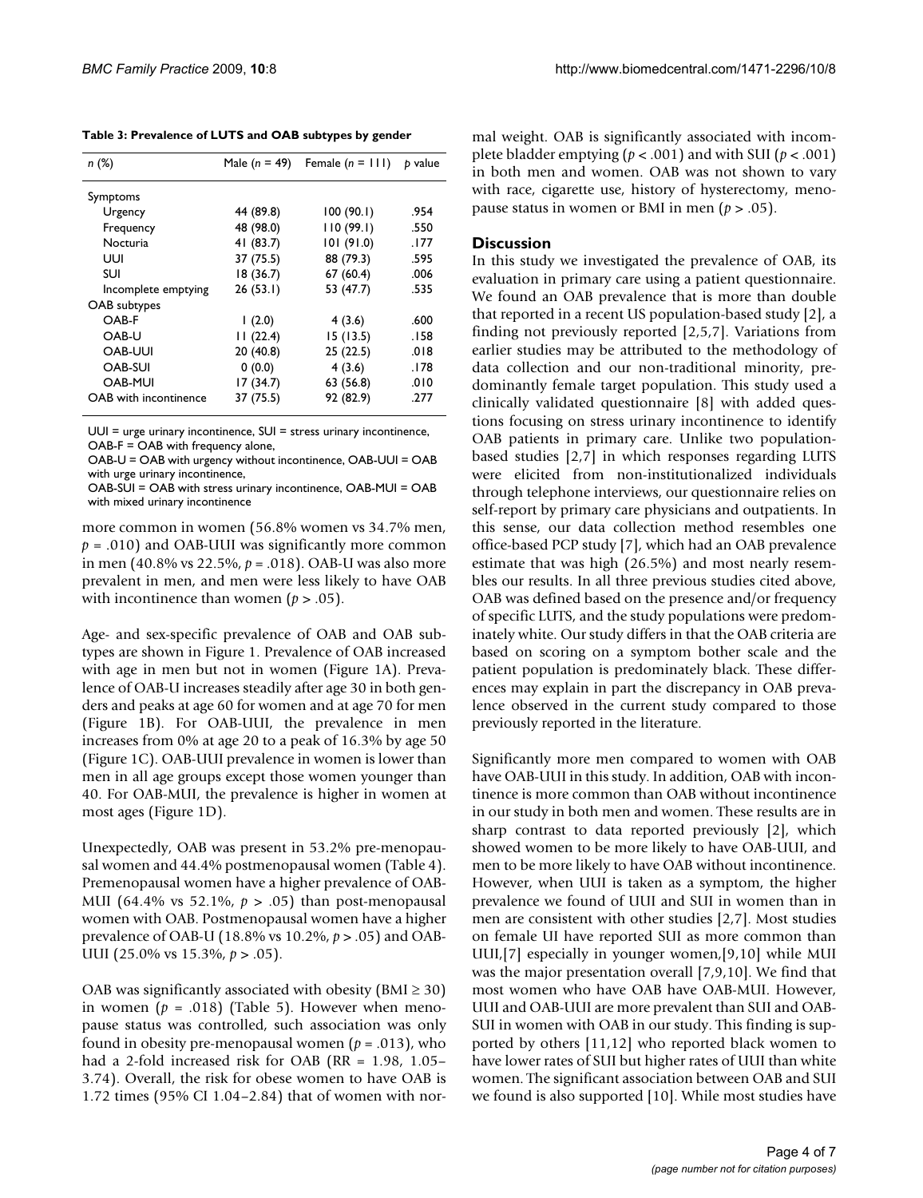**Table 3: Prevalence of LUTS and OAB subtypes by gender**

| n (%) | Male (n = 49) | Female (n = 111) | p value |
| --- | --- | --- | --- |
| Symptoms | | | |
| Urgency | 44 (89.8) | 100 (90.1) | .954 |
| Frequency | 48 (98.0) | 110 (99.1) | .550 |
| Nocturia | 41 (83.7) | 101 (91.0) | .177 |
| UUI | 37 (75.5) | 88 (79.3) | .595 |
| SUI | 18 (36.7) | 67 (60.4) | .006 |
| Incomplete emptying | 26 (53.1) | 53 (47.7) | .535 |
| OAB subtypes | | | |
| OAB-F | 1 (2.0) | 4 (3.6) | .600 |
| OAB-U | 11 (22.4) | 15 (13.5) | .158 |
| OAB-UUI | 20 (40.8) | 25 (22.5) | .018 |
| OAB-SUI | 0 (0.0) | 4 (3.6) | .178 |
| OAB-MUI | 17 (34.7) | 63 (56.8) | .010 |
| OAB with incontinence | 37 (75.5) | 92 (82.9) | .277 |

UUI = urge urinary incontinence, SUI = stress urinary incontinence, OAB-F = OAB with frequency alone,
OAB-U = OAB with urgency without incontinence, OAB-UUI = OAB with urge urinary incontinence,
OAB-SUI = OAB with stress urinary incontinence, OAB-MUI = OAB with mixed urinary incontinence

more common in women (56.8% women vs 34.7% men, $p = .010$) and OAB-UUI was significantly more common in men (40.8% vs 22.5%, $p = .018$). OAB-U was also more prevalent in men, and men were less likely to have OAB with incontinence than women ($p > .05$).

Age- and sex-specific prevalence of OAB and OAB subtypes are shown in Figure 1. Prevalence of OAB increased with age in men but not in women (Figure 1A). Prevalence of OAB-U increases steadily after age 30 in both genders and peaks at age 60 for women and at age 70 for men (Figure 1B). For OAB-UUI, the prevalence in men increases from 0% at age 20 to a peak of 16.3% by age 50 (Figure 1C). OAB-UUI prevalence in women is lower than men in all age groups except those women younger than 40. For OAB-MUI, the prevalence is higher in women at most ages (Figure 1D).

Unexpectedly, OAB was present in 53.2% pre-menopausal women and 44.4% postmenopausal women (Table 4). Premenopausal women have a higher prevalence of OAB-MUI (64.4% vs 52.1%, $p > .05$) than post-menopausal women with OAB. Postmenopausal women have a higher prevalence of OAB-U (18.8% vs 10.2%, $p > .05$) and OAB-UUI (25.0% vs 15.3%, $p > .05$).

OAB was significantly associated with obesity (BMI ≥ 30) in women ($p = .018$) (Table 5). However when menopause status was controlled, such association was only found in obesity pre-menopausal women ($p = .013$), who had a 2-fold increased risk for OAB (RR = 1.98, 1.05–3.74). Overall, the risk for obese women to have OAB is 1.72 times (95% CI 1.04–2.84) that of women with normal weight. OAB is significantly associated with incomplete bladder emptying ($p < .001$) and with SUI ($p < .001$) in both men and women. OAB was not shown to vary with race, cigarette use, history of hysterectomy, menopause status in women or BMI in men ($p > .05$).

## Discussion

In this study we investigated the prevalence of OAB, its evaluation in primary care using a patient questionnaire. We found an OAB prevalence that is more than double that reported in a recent US population-based study [2], a finding not previously reported [2,5,7]. Variations from earlier studies may be attributed to the methodology of data collection and our non-traditional minority, predominantly female target population. This study used a clinically validated questionnaire [8] with added questions focusing on stress urinary incontinence to identify OAB patients in primary care. Unlike two population-based studies [2,7] in which responses regarding LUTS were elicited from non-institutionalized individuals through telephone interviews, our questionnaire relies on self-report by primary care physicians and outpatients. In this sense, our data collection method resembles one office-based PCP study [7], which had an OAB prevalence estimate that was high (26.5%) and most nearly resembles our results. In all three previous studies cited above, OAB was defined based on the presence and/or frequency of specific LUTS, and the study populations were predominately white. Our study differs in that the OAB criteria are based on scoring on a symptom bother scale and the patient population is predominately black. These differences may explain in part the discrepancy in OAB prevalence observed in the current study compared to those previously reported in the literature.

Significantly more men compared to women with OAB have OAB-UUI in this study. In addition, OAB with incontinence is more common than OAB without incontinence in our study in both men and women. These results are in sharp contrast to data reported previously [2], which showed women to be more likely to have OAB-UUI, and men to be more likely to have OAB without incontinence. However, when UUI is taken as a symptom, the higher prevalence we found of UUI and SUI in women than in men are consistent with other studies [2,7]. Most studies on female UI have reported SUI as more common than UUI,[7] especially in younger women,[9,10] while MUI was the major presentation overall [7,9,10]. We find that most women who have OAB have OAB-MUI. However, UUI and OAB-UUI are more prevalent than SUI and OAB-SUI in women with OAB in our study. This finding is supported by others [11,12] who reported black women to have lower rates of SUI but higher rates of UUI than white women. The significant association between OAB and SUI we found is also supported [10]. While most studies have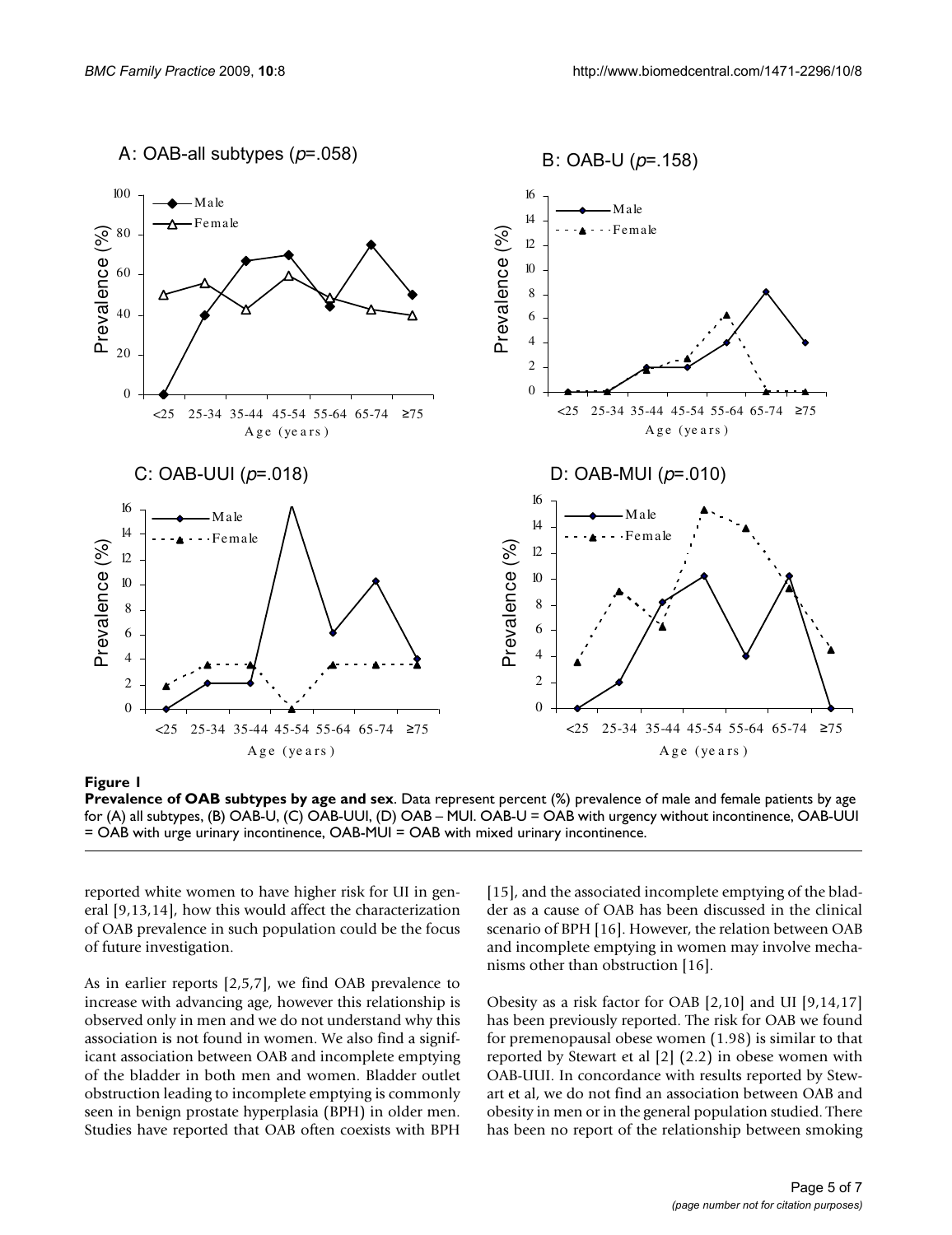**Figure 1**

**Prevalence of OAB subtypes by age and sex**. Data represent percent (%) prevalence of male and female patients by age for (A) all subtypes, (B) OAB-U, (C) OAB-UUI, (D) OAB – MUI. OAB-U = OAB with urgency without incontinence, OAB-UUI = OAB with urge urinary incontinence, OAB-MUI = OAB with mixed urinary incontinence.

reported white women to have higher risk for UI in general [9,13,14], how this would affect the characterization of OAB prevalence in such population could be the focus of future investigation.

As in earlier reports [2,5,7], we find OAB prevalence to increase with advancing age, however this relationship is observed only in men and we do not understand why this association is not found in women. We also find a significant association between OAB and incomplete emptying of the bladder in both men and women. Bladder outlet obstruction leading to incomplete emptying is commonly seen in benign prostate hyperplasia (BPH) in older men. Studies have reported that OAB often coexists with BPH [15], and the associated incomplete emptying of the bladder as a cause of OAB has been discussed in the clinical scenario of BPH [16]. However, the relation between OAB and incomplete emptying in women may involve mechanisms other than obstruction [16].

Obesity as a risk factor for OAB [2,10] and UI [9,14,17] has been previously reported. The risk for OAB we found for premenopausal obese women (1.98) is similar to that reported by Stewart et al [2] (2.2) in obese women with OAB-UUI. In concordance with results reported by Stewart et al, we do not find an association between OAB and obesity in men or in the general population studied. There has been no report of the relationship between smoking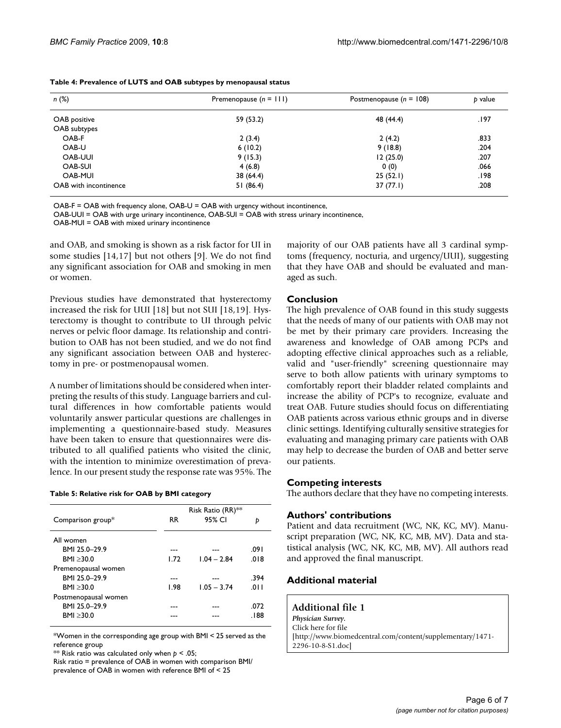**Table 4: Prevalence of LUTS and OAB subtypes by menopausal status**

| n (%) | Premenopause (n = 111) | Postmenopause (n = 108) | p value |
| --- | --- | --- | --- |
| OAB positive | 59 (53.2) | 48 (44.4) | .197 |
| OAB subtypes | | | |
| OAB-F | 2 (3.4) | 2 (4.2) | .833 |
| OAB-U | 6 (10.2) | 9 (18.8) | .204 |
| OAB-UUI | 9 (15.3) | 12 (25.0) | .207 |
| OAB-SUI | 4 (6.8) | 0 (0) | .066 |
| OAB-MUI | 38 (64.4) | 25 (52.1) | .198 |
| OAB with incontinence | 51 (86.4) | 37 (77.1) | .208 |

OAB-F = OAB with frequency alone, OAB-U = OAB with urgency without incontinence,
OAB-UUI = OAB with urge urinary incontinence, OAB-SUI = OAB with stress urinary incontinence,
OAB-MUI = OAB with mixed urinary incontinence

and OAB, and smoking is shown as a risk factor for UI in some studies [14,17] but not others [9]. We do not find any significant association for OAB and smoking in men or women.

Previous studies have demonstrated that hysterectomy increased the risk for UUI [18] but not SUI [18,19]. Hysterectomy is thought to contribute to UI through pelvic nerves or pelvic floor damage. Its relationship and contribution to OAB has not been studied, and we do not find any significant association between OAB and hysterectomy in pre- or postmenopausal women.

A number of limitations should be considered when interpreting the results of this study. Language barriers and cultural differences in how comfortable patients would voluntarily answer particular questions are challenges in implementing a questionnaire-based study. Measures have been taken to ensure that questionnaires were distributed to all qualified patients who visited the clinic, with the intention to minimize overestimation of prevalence. In our present study the response rate was 95%. The majority of our OAB patients have all 3 cardinal symptoms (frequency, nocturia, and urgency/UUI), suggesting that they have OAB and should be evaluated and managed as such.

**Table 5: Relative risk for OAB by BMI category**

| Comparison group* | Risk Ratio (RR)** | | |
| --- | --- | --- | --- |
| | RR | 95% CI | p |
| All women | | | |
| BMI 25.0–29.9 | --- | --- | .091 |
| BMI ≥30.0 | 1.72 | 1.04 – 2.84 | .018 |
| Premenopausal women | | | |
| BMI 25.0–29.9 | --- | --- | .394 |
| BMI ≥30.0 | 1.98 | 1.05 – 3.74 | .011 |
| Postmenopausal women | | | |
| BMI 25.0–29.9 | --- | --- | .072 |
| BMI ≥30.0 | --- | --- | .188 |

*Women in the corresponding age group with BMI < 25 served as the reference group

** Risk ratio was calculated only when $p < .05$;

Risk ratio = prevalence of OAB in women with comparison BMI/ prevalence of OAB in women with reference BMI of < 25

## Conclusion

The high prevalence of OAB found in this study suggests that the needs of many of our patients with OAB may not be met by their primary care providers. Increasing the awareness and knowledge of OAB among PCPs and adopting effective clinical approaches such as a reliable, valid and "user-friendly" screening questionnaire may serve to both allow patients with urinary symptoms to comfortably report their bladder related complaints and increase the ability of PCP's to recognize, evaluate and treat OAB. Future studies should focus on differentiating OAB patients across various ethnic groups and in diverse clinic settings. Identifying culturally sensitive strategies for evaluating and managing primary care patients with OAB may help to decrease the burden of OAB and better serve our patients.

## Competing interests

The authors declare that they have no competing interests.

## Authors' contributions

Patient and data recruitment (WC, NK, KC, MV). Manuscript preparation (WC, NK, KC, MB, MV). Data and statistical analysis (WC, NK, KC, MB, MV). All authors read and approved the final manuscript.

## Additional material

**Additional file 1**
*Physician Survey.*
Click here for file
[http://www.biomedcentral.com/content/supplementary/1471-2296-10-8-S1.doc]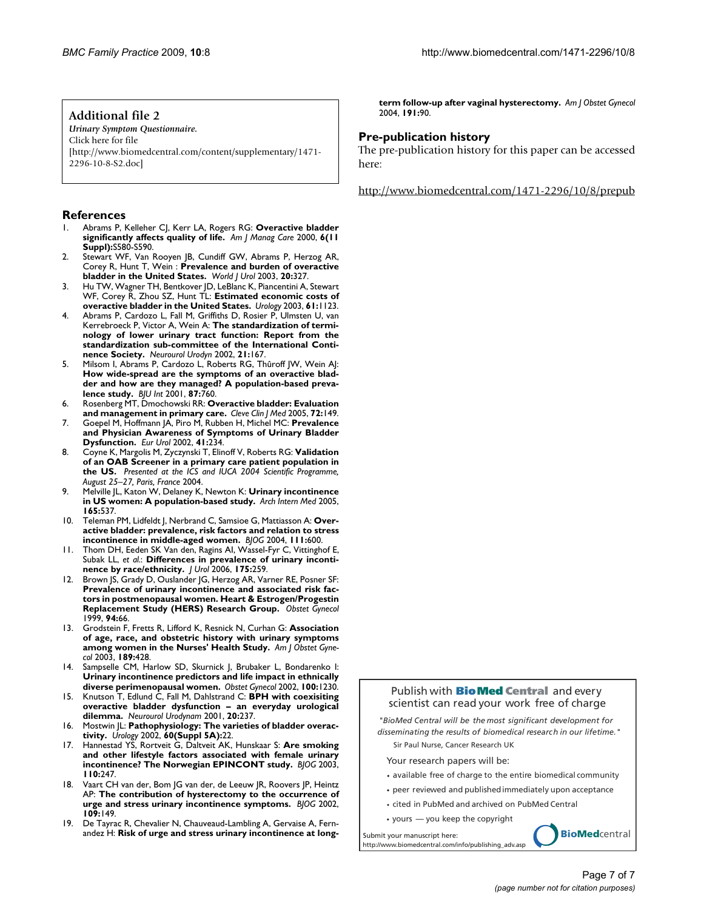## Additional file 2

*Urinary Symptom Questionnaire.*
Click here for file
[http://www.biomedcentral.com/content/supplementary/1471-2296-10-8-S2.doc]

## References

1. Abrams P, Kelleher CJ, Kerr LA, Rogers RG: **Overactive bladder significantly affects quality of life.** *Am J Manag Care* 2000, **6(11 Suppl):**S580-S590.
2. Stewart WF, Van Rooyen JB, Cundiff GW, Abrams P, Herzog AR, Corey R, Hunt T, Wein : **Prevalence and burden of overactive bladder in the United States.** *World J Urol* 2003, **20:**327.
3. Hu TW, Wagner TH, Bentkover JD, LeBlanc K, Piancentini A, Stewart WF, Corey R, Zhou SZ, Hunt TL: **Estimated economic costs of overactive bladder in the United States.** *Urology* 2003, **61:**1123.
4. Abrams P, Cardozo L, Fall M, Griffiths D, Rosier P, Ulmsten U, van Kerrebroeck P, Victor A, Wein A: **The standardization of terminology of lower urinary tract function: Report from the standardization sub-committee of the International Continence Society.** *Neurourol Urodyn* 2002, **21:**167.
5. Milsom I, Abrams P, Cardozo L, Roberts RG, Thûroff JW, Wein AJ: **How wide-spread are the symptoms of an overactive bladder and how are they managed? A population-based prevalence study.** *BJU Int* 2001, **87:**760.
6. Rosenberg MT, Dmochowski RR: **Overactive bladder: Evaluation and management in primary care.** *Cleve Clin J Med* 2005, **72:**149.
7. Goepel M, Hoffmann JA, Piro M, Rubben H, Michel MC: **Prevalence and Physician Awareness of Symptoms of Urinary Bladder Dysfunction.** *Eur Urol* 2002, **41:**234.
8. Coyne K, Margolis M, Zyczynski T, Elinoff V, Roberts RG: **Validation of an OAB Screener in a primary care patient population in the US.** *Presented at the ICS and IUCA 2004 Scientific Programme, August 25–27, Paris, France* 2004.
9. Melville JL, Katon W, Delaney K, Newton K: **Urinary incontinence in US women: A population-based study.** *Arch Intern Med* 2005, **165:**537.
10. Teleman PM, Lidfeldt J, Nerbrand C, Samsioe G, Mattiasson A: **Overactive bladder: prevalence, risk factors and relation to stress incontinence in middle-aged women.** *BJOG* 2004, **111:**600.
11. Thom DH, Eeden SK Van den, Ragins AI, Wassel-Fyr C, Vittinghof E, Subak LL, *et al.*: **Differences in prevalence of urinary incontinence by race/ethnicity.** *J Urol* 2006, **175:**259.
12. Brown JS, Grady D, Ouslander JG, Herzog AR, Varner RE, Posner SF: **Prevalence of urinary incontinence and associated risk factors in postmenopausal women. Heart & Estrogen/Progestin Replacement Study (HERS) Research Group.** *Obstet Gynecol* 1999, **94:**66.
13. Grodstein F, Fretts R, Lifford K, Resnick N, Curhan G: **Association of age, race, and obstetric history with urinary symptoms among women in the Nurses' Health Study.** *Am J Obstet Gynecol* 2003, **189:**428.
14. Sampselle CM, Harlow SD, Skurnick J, Brubaker L, Bondarenko I: **Urinary incontinence predictors and life impact in ethnically diverse perimenopausal women.** *Obstet Gynecol* 2002, **100:**1230.
15. Knutson T, Edlund C, Fall M, Dahlstrand C: **BPH with coexisiting overactive bladder dysfunction – an everyday urological dilemma.** *Neurourol Urodynam* 2001, **20:**237.
16. Mostwin JL: **Pathophysiology: The varieties of bladder overactivity.** *Urology* 2002, **60(Suppl 5A):**22.
17. Hannestad YS, Rortveit G, Daltveit AK, Hunskaar S: **Are smoking and other lifestyle factors associated with female urinary incontinence? The Norwegian EPINCONT study.** *BJOG* 2003, **110:**247.
18. Vaart CH van der, Bom JG van der, de Leeuw JR, Roovers JP, Heintz AP: **The contribution of hysterectomy to the occurrence of urge and stress urinary incontinence symptoms.** *BJOG* 2002, **109:**149.
19. De Tayrac R, Chevalier N, Chauveaud-Lambling A, Gervaise A, Fernandez H: **Risk of urge and stress urinary incontinence at long-term follow-up after vaginal hysterectomy.** *Am J Obstet Gynecol* 2004, **191:**90.

## Pre-publication history

The pre-publication history for this paper can be accessed here:

http://www.biomedcentral.com/1471-2296/10/8/prepub

Publish with **BioMed Central** and every scientist can read your work free of charge

*"BioMed Central will be the most significant development for disseminating the results of biomedical research in our lifetime."*
Sir Paul Nurse, Cancer Research UK

Your research papers will be:

- available free of charge to the entire biomedical community
- peer reviewed and published immediately upon acceptance
- cited in PubMed and archived on PubMed Central
- yours — you keep the copyright

Submit your manuscript here:
http://www.biomedcentral.com/info/publishing_adv.asp

BioMedcentral